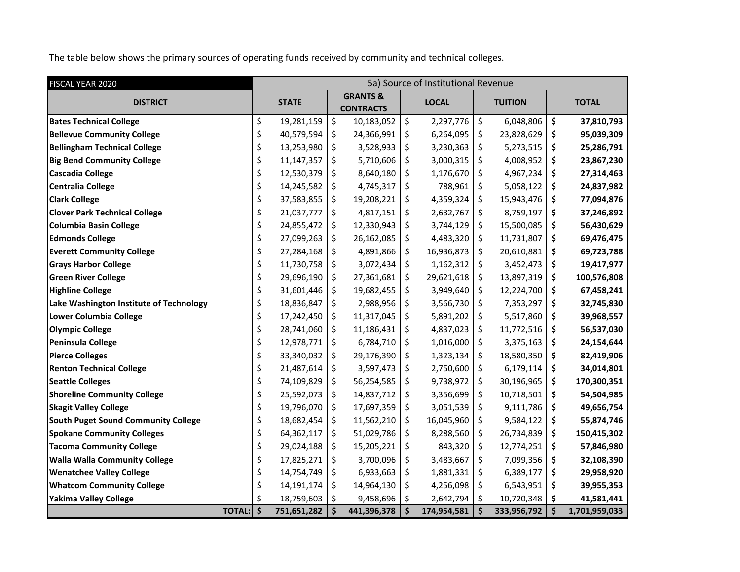The table below shows the primary sources of operating funds received by community and technical colleges.

| FISCAL YEAR 2020 | 5a) Source of Institutional Revenue | | | | |
|---|---|---|---|---|---|
| **DISTRICT** | **STATE** | **GRANTS & CONTRACTS** | **LOCAL** | **TUITION** | **TOTAL** |
| **Bates Technical College** | $ 19,281,159 | $ 10,183,052 | $ 2,297,776 | $ 6,048,806 | **$ 37,810,793** |
| **Bellevue Community College** | $ 40,579,594 | $ 24,366,991 | $ 6,264,095 | $ 23,828,629 | **$ 95,039,309** |
| **Bellingham Technical College** | $ 13,253,980 | $ 3,528,933 | $ 3,230,363 | $ 5,273,515 | **$ 25,286,791** |
| **Big Bend Community College** | $ 11,147,357 | $ 5,710,606 | $ 3,000,315 | $ 4,008,952 | **$ 23,867,230** |
| **Cascadia College** | $ 12,530,379 | $ 8,640,180 | $ 1,176,670 | $ 4,967,234 | **$ 27,314,463** |
| **Centralia College** | $ 14,245,582 | $ 4,745,317 | $ 788,961 | $ 5,058,122 | **$ 24,837,982** |
| **Clark College** | $ 37,583,855 | $ 19,208,221 | $ 4,359,324 | $ 15,943,476 | **$ 77,094,876** |
| **Clover Park Technical College** | $ 21,037,777 | $ 4,817,151 | $ 2,632,767 | $ 8,759,197 | **$ 37,246,892** |
| **Columbia Basin College** | $ 24,855,472 | $ 12,330,943 | $ 3,744,129 | $ 15,500,085 | **$ 56,430,629** |
| **Edmonds College** | $ 27,099,263 | $ 26,162,085 | $ 4,483,320 | $ 11,731,807 | **$ 69,476,475** |
| **Everett Community College** | $ 27,284,168 | $ 4,891,866 | $ 16,936,873 | $ 20,610,881 | **$ 69,723,788** |
| **Grays Harbor College** | $ 11,730,758 | $ 3,072,434 | $ 1,162,312 | $ 3,452,473 | **$ 19,417,977** |
| **Green River College** | $ 29,696,190 | $ 27,361,681 | $ 29,621,618 | $ 13,897,319 | **$ 100,576,808** |
| **Highline College** | $ 31,601,446 | $ 19,682,455 | $ 3,949,640 | $ 12,224,700 | **$ 67,458,241** |
| **Lake Washington Institute of Technology** | $ 18,836,847 | $ 2,988,956 | $ 3,566,730 | $ 7,353,297 | **$ 32,745,830** |
| **Lower Columbia College** | $ 17,242,450 | $ 11,317,045 | $ 5,891,202 | $ 5,517,860 | **$ 39,968,557** |
| **Olympic College** | $ 28,741,060 | $ 11,186,431 | $ 4,837,023 | $ 11,772,516 | **$ 56,537,030** |
| **Peninsula College** | $ 12,978,771 | $ 6,784,710 | $ 1,016,000 | $ 3,375,163 | **$ 24,154,644** |
| **Pierce Colleges** | $ 33,340,032 | $ 29,176,390 | $ 1,323,134 | $ 18,580,350 | **$ 82,419,906** |
| **Renton Technical College** | $ 21,487,614 | $ 3,597,473 | $ 2,750,600 | $ 6,179,114 | **$ 34,014,801** |
| **Seattle Colleges** | $ 74,109,829 | $ 56,254,585 | $ 9,738,972 | $ 30,196,965 | **$ 170,300,351** |
| **Shoreline Community College** | $ 25,592,073 | $ 14,837,712 | $ 3,356,699 | $ 10,718,501 | **$ 54,504,985** |
| **Skagit Valley College** | $ 19,796,070 | $ 17,697,359 | $ 3,051,539 | $ 9,111,786 | **$ 49,656,754** |
| **South Puget Sound Community College** | $ 18,682,454 | $ 11,562,210 | $ 16,045,960 | $ 9,584,122 | **$ 55,874,746** |
| **Spokane Community Colleges** | $ 64,362,117 | $ 51,029,786 | $ 8,288,560 | $ 26,734,839 | **$ 150,415,302** |
| **Tacoma Community College** | $ 29,024,188 | $ 15,205,221 | $ 843,320 | $ 12,774,251 | **$ 57,846,980** |
| **Walla Walla Community College** | $ 17,825,271 | $ 3,700,096 | $ 3,483,667 | $ 7,099,356 | **$ 32,108,390** |
| **Wenatchee Valley College** | $ 14,754,749 | $ 6,933,663 | $ 1,881,331 | $ 6,389,177 | **$ 29,958,920** |
| **Whatcom Community College** | $ 14,191,174 | $ 14,964,130 | $ 4,256,098 | $ 6,543,951 | **$ 39,955,353** |
| **Yakima Valley College** | $ 18,759,603 | $ 9,458,696 | $ 2,642,794 | $ 10,720,348 | **$ 41,581,441** |
| **TOTAL:** | **$ 751,651,282** | **$ 441,396,378** | **$ 174,954,581** | **$ 333,956,792** | **$ 1,701,959,033** |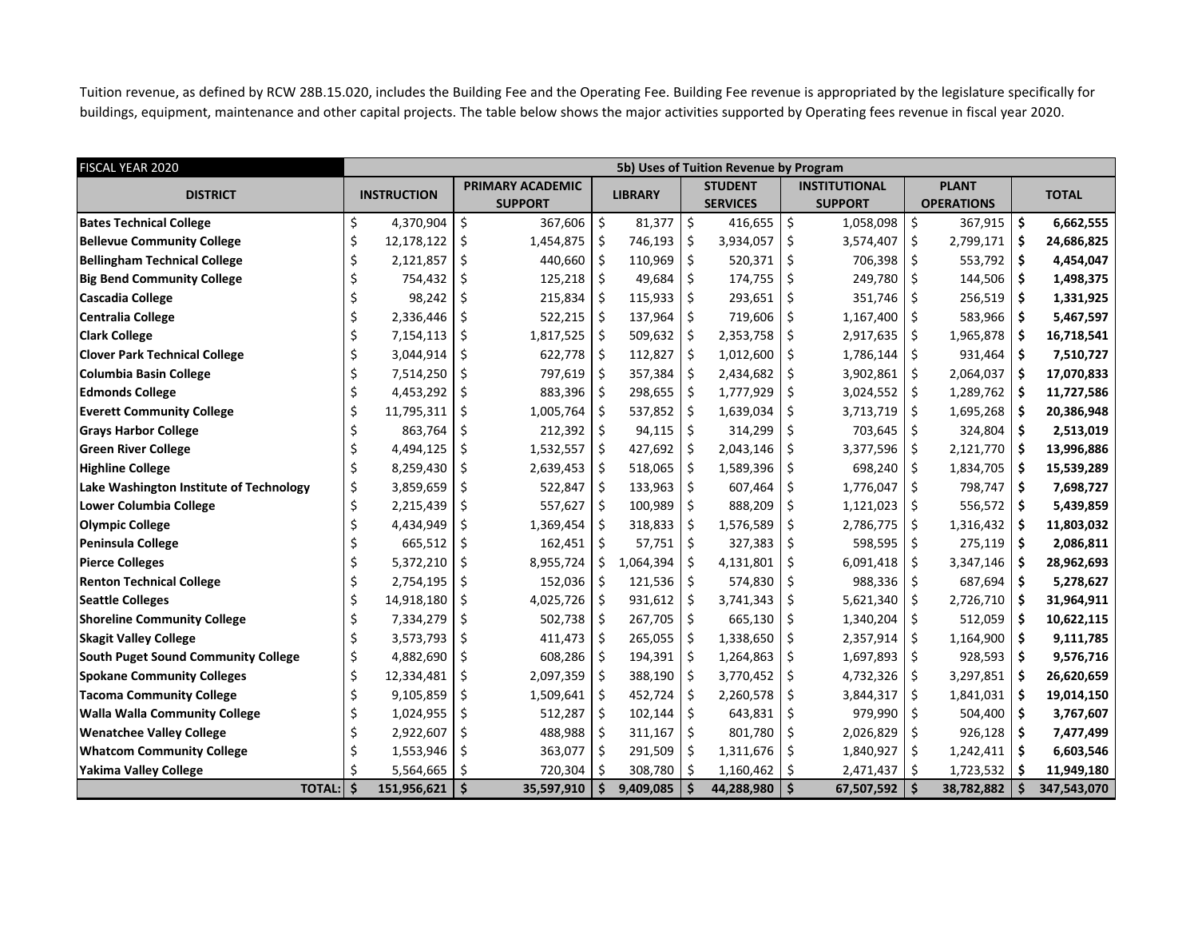Tuition revenue, as defined by RCW 28B.15.020, includes the Building Fee and the Operating Fee. Building Fee revenue is appropriated by the legislature specifically for buildings, equipment, maintenance and other capital projects. The table below shows the major activities supported by Operating fees revenue in fiscal year 2020.

| FISCAL YEAR 2020 | 5b) Uses of Tuition Revenue by Program | | | | | | |
|---|---|---|---|---|---|---|---|
| **DISTRICT** | **INSTRUCTION** | **PRIMARY ACADEMIC SUPPORT** | **LIBRARY** | **STUDENT SERVICES** | **INSTITUTIONAL SUPPORT** | **PLANT OPERATIONS** | **TOTAL** |
| **Bates Technical College** | $ 4,370,904 | $ 367,606 | $ 81,377 | $ 416,655 | $ 1,058,098 | $ 367,915 | **$ 6,662,555** |
| **Bellevue Community College** | $ 12,178,122 | $ 1,454,875 | $ 746,193 | $ 3,934,057 | $ 3,574,407 | $ 2,799,171 | **$ 24,686,825** |
| **Bellingham Technical College** | $ 2,121,857 | $ 440,660 | $ 110,969 | $ 520,371 | $ 706,398 | $ 553,792 | **$ 4,454,047** |
| **Big Bend Community College** | $ 754,432 | $ 125,218 | $ 49,684 | $ 174,755 | $ 249,780 | $ 144,506 | **$ 1,498,375** |
| **Cascadia College** | $ 98,242 | $ 215,834 | $ 115,933 | $ 293,651 | $ 351,746 | $ 256,519 | **$ 1,331,925** |
| **Centralia College** | $ 2,336,446 | $ 522,215 | $ 137,964 | $ 719,606 | $ 1,167,400 | $ 583,966 | **$ 5,467,597** |
| **Clark College** | $ 7,154,113 | $ 1,817,525 | $ 509,632 | $ 2,353,758 | $ 2,917,635 | $ 1,965,878 | **$ 16,718,541** |
| **Clover Park Technical College** | $ 3,044,914 | $ 622,778 | $ 112,827 | $ 1,012,600 | $ 1,786,144 | $ 931,464 | **$ 7,510,727** |
| **Columbia Basin College** | $ 7,514,250 | $ 797,619 | $ 357,384 | $ 2,434,682 | $ 3,902,861 | $ 2,064,037 | **$ 17,070,833** |
| **Edmonds College** | $ 4,453,292 | $ 883,396 | $ 298,655 | $ 1,777,929 | $ 3,024,552 | $ 1,289,762 | **$ 11,727,586** |
| **Everett Community College** | $ 11,795,311 | $ 1,005,764 | $ 537,852 | $ 1,639,034 | $ 3,713,719 | $ 1,695,268 | **$ 20,386,948** |
| **Grays Harbor College** | $ 863,764 | $ 212,392 | $ 94,115 | $ 314,299 | $ 703,645 | $ 324,804 | **$ 2,513,019** |
| **Green River College** | $ 4,494,125 | $ 1,532,557 | $ 427,692 | $ 2,043,146 | $ 3,377,596 | $ 2,121,770 | **$ 13,996,886** |
| **Highline College** | $ 8,259,430 | $ 2,639,453 | $ 518,065 | $ 1,589,396 | $ 698,240 | $ 1,834,705 | **$ 15,539,289** |
| **Lake Washington Institute of Technology** | $ 3,859,659 | $ 522,847 | $ 133,963 | $ 607,464 | $ 1,776,047 | $ 798,747 | **$ 7,698,727** |
| **Lower Columbia College** | $ 2,215,439 | $ 557,627 | $ 100,989 | $ 888,209 | $ 1,121,023 | $ 556,572 | **$ 5,439,859** |
| **Olympic College** | $ 4,434,949 | $ 1,369,454 | $ 318,833 | $ 1,576,589 | $ 2,786,775 | $ 1,316,432 | **$ 11,803,032** |
| **Peninsula College** | $ 665,512 | $ 162,451 | $ 57,751 | $ 327,383 | $ 598,595 | $ 275,119 | **$ 2,086,811** |
| **Pierce Colleges** | $ 5,372,210 | $ 8,955,724 | $ 1,064,394 | $ 4,131,801 | $ 6,091,418 | $ 3,347,146 | **$ 28,962,693** |
| **Renton Technical College** | $ 2,754,195 | $ 152,036 | $ 121,536 | $ 574,830 | $ 988,336 | $ 687,694 | **$ 5,278,627** |
| **Seattle Colleges** | $ 14,918,180 | $ 4,025,726 | $ 931,612 | $ 3,741,343 | $ 5,621,340 | $ 2,726,710 | **$ 31,964,911** |
| **Shoreline Community College** | $ 7,334,279 | $ 502,738 | $ 267,705 | $ 665,130 | $ 1,340,204 | $ 512,059 | **$ 10,622,115** |
| **Skagit Valley College** | $ 3,573,793 | $ 411,473 | $ 265,055 | $ 1,338,650 | $ 2,357,914 | $ 1,164,900 | **$ 9,111,785** |
| **South Puget Sound Community College** | $ 4,882,690 | $ 608,286 | $ 194,391 | $ 1,264,863 | $ 1,697,893 | $ 928,593 | **$ 9,576,716** |
| **Spokane Community Colleges** | $ 12,334,481 | $ 2,097,359 | $ 388,190 | $ 3,770,452 | $ 4,732,326 | $ 3,297,851 | **$ 26,620,659** |
| **Tacoma Community College** | $ 9,105,859 | $ 1,509,641 | $ 452,724 | $ 2,260,578 | $ 3,844,317 | $ 1,841,031 | **$ 19,014,150** |
| **Walla Walla Community College** | $ 1,024,955 | $ 512,287 | $ 102,144 | $ 643,831 | $ 979,990 | $ 504,400 | **$ 3,767,607** |
| **Wenatchee Valley College** | $ 2,922,607 | $ 488,988 | $ 311,167 | $ 801,780 | $ 2,026,829 | $ 926,128 | **$ 7,477,499** |
| **Whatcom Community College** | $ 1,553,946 | $ 363,077 | $ 291,509 | $ 1,311,676 | $ 1,840,927 | $ 1,242,411 | **$ 6,603,546** |
| **Yakima Valley College** | $ 5,564,665 | $ 720,304 | $ 308,780 | $ 1,160,462 | $ 2,471,437 | $ 1,723,532 | **$ 11,949,180** |
| **TOTAL:** | **$ 151,956,621** | **$ 35,597,910** | **$ 9,409,085** | **$ 44,288,980** | **$ 67,507,592** | **$ 38,782,882** | **$ 347,543,070** |